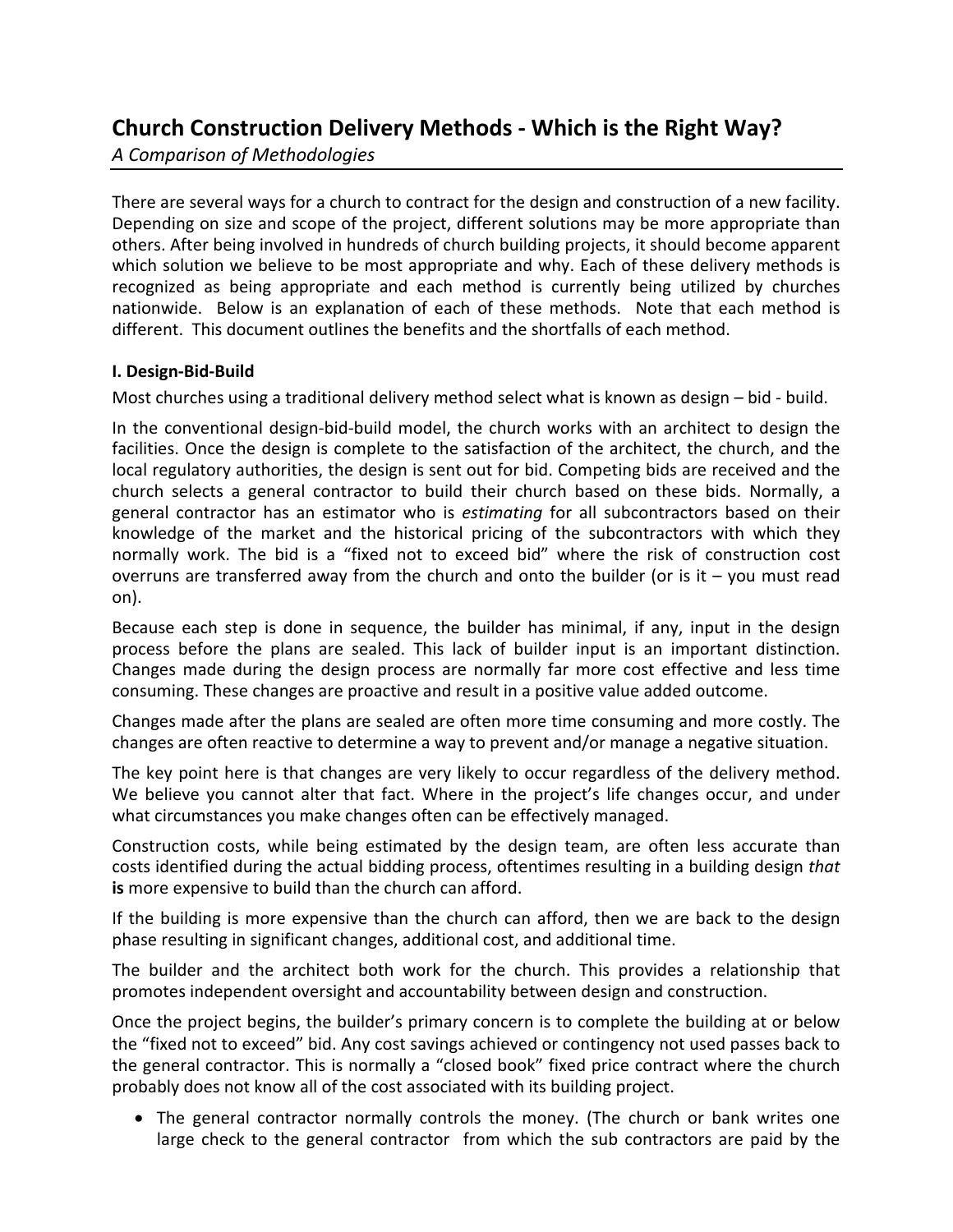# Church Construction Delivery Methods - Which is the Right Way?

*A Comparison of Methodologies*

There are several ways for a church to contract for the design and construction of a new facility. Depending on size and scope of the project, different solutions may be more appropriate than others. After being involved in hundreds of church building projects, it should become apparent which solution we believe to be most appropriate and why. Each of these delivery methods is recognized as being appropriate and each method is currently being utilized by churches nationwide. Below is an explanation of each of these methods. Note that each method is different. This document outlines the benefits and the shortfalls of each method.

**I. Design-Bid-Build**

Most churches using a traditional delivery method select what is known as design – bid - build.

In the conventional design-bid-build model, the church works with an architect to design the facilities. Once the design is complete to the satisfaction of the architect, the church, and the local regulatory authorities, the design is sent out for bid. Competing bids are received and the church selects a general contractor to build their church based on these bids. Normally, a general contractor has an estimator who is *estimating* for all subcontractors based on their knowledge of the market and the historical pricing of the subcontractors with which they normally work. The bid is a "fixed not to exceed bid" where the risk of construction cost overruns are transferred away from the church and onto the builder (or is it – you must read on).

Because each step is done in sequence, the builder has minimal, if any, input in the design process before the plans are sealed. This lack of builder input is an important distinction. Changes made during the design process are normally far more cost effective and less time consuming. These changes are proactive and result in a positive value added outcome.

Changes made after the plans are sealed are often more time consuming and more costly. The changes are often reactive to determine a way to prevent and/or manage a negative situation.

The key point here is that changes are very likely to occur regardless of the delivery method. We believe you cannot alter that fact. Where in the project's life changes occur, and under what circumstances you make changes often can be effectively managed.

Construction costs, while being estimated by the design team, are often less accurate than costs identified during the actual bidding process, oftentimes resulting in a building design *that* **is** more expensive to build than the church can afford.

If the building is more expensive than the church can afford, then we are back to the design phase resulting in significant changes, additional cost, and additional time.

The builder and the architect both work for the church. This provides a relationship that promotes independent oversight and accountability between design and construction.

Once the project begins, the builder's primary concern is to complete the building at or below the "fixed not to exceed" bid. Any cost savings achieved or contingency not used passes back to the general contractor. This is normally a "closed book" fixed price contract where the church probably does not know all of the cost associated with its building project.

- The general contractor normally controls the money. (The church or bank writes one large check to the general contractor from which the sub contractors are paid by the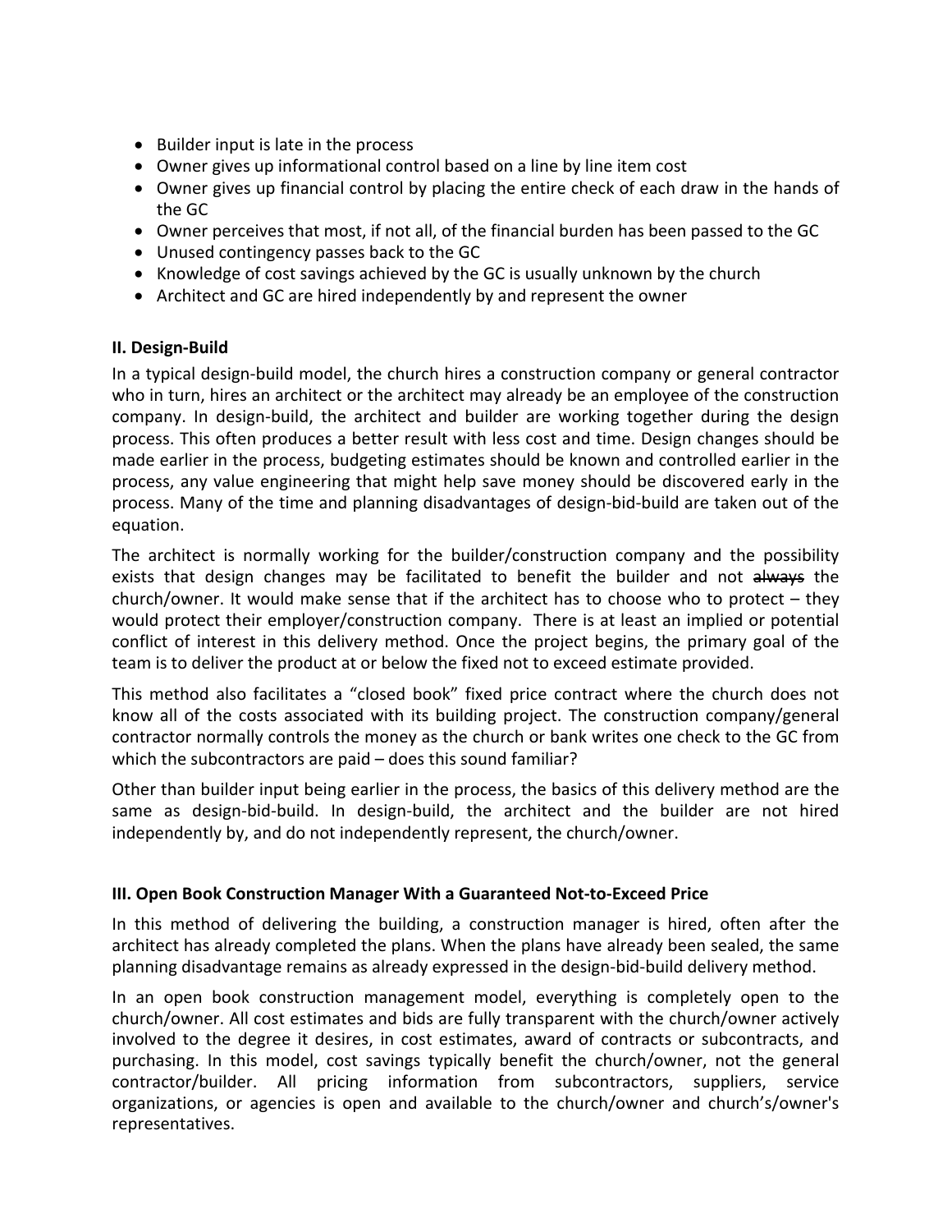- Builder input is late in the process
- Owner gives up informational control based on a line by line item cost
- Owner gives up financial control by placing the entire check of each draw in the hands of the GC
- Owner perceives that most, if not all, of the financial burden has been passed to the GC
- Unused contingency passes back to the GC
- Knowledge of cost savings achieved by the GC is usually unknown by the church
- Architect and GC are hired independently by and represent the owner

**II. Design-Build**

In a typical design-build model, the church hires a construction company or general contractor who in turn, hires an architect or the architect may already be an employee of the construction company. In design-build, the architect and builder are working together during the design process. This often produces a better result with less cost and time. Design changes should be made earlier in the process, budgeting estimates should be known and controlled earlier in the process, any value engineering that might help save money should be discovered early in the process. Many of the time and planning disadvantages of design-bid-build are taken out of the equation.

The architect is normally working for the builder/construction company and the possibility exists that design changes may be facilitated to benefit the builder and not ~~always~~ the church/owner. It would make sense that if the architect has to choose who to protect – they would protect their employer/construction company. There is at least an implied or potential conflict of interest in this delivery method. Once the project begins, the primary goal of the team is to deliver the product at or below the fixed not to exceed estimate provided.

This method also facilitates a "closed book" fixed price contract where the church does not know all of the costs associated with its building project. The construction company/general contractor normally controls the money as the church or bank writes one check to the GC from which the subcontractors are paid – does this sound familiar?

Other than builder input being earlier in the process, the basics of this delivery method are the same as design-bid-build. In design-build, the architect and the builder are not hired independently by, and do not independently represent, the church/owner.

**III. Open Book Construction Manager With a Guaranteed Not-to-Exceed Price**

In this method of delivering the building, a construction manager is hired, often after the architect has already completed the plans. When the plans have already been sealed, the same planning disadvantage remains as already expressed in the design-bid-build delivery method.

In an open book construction management model, everything is completely open to the church/owner. All cost estimates and bids are fully transparent with the church/owner actively involved to the degree it desires, in cost estimates, award of contracts or subcontracts, and purchasing. In this model, cost savings typically benefit the church/owner, not the general contractor/builder. All pricing information from subcontractors, suppliers, service organizations, or agencies is open and available to the church/owner and church's/owner's representatives.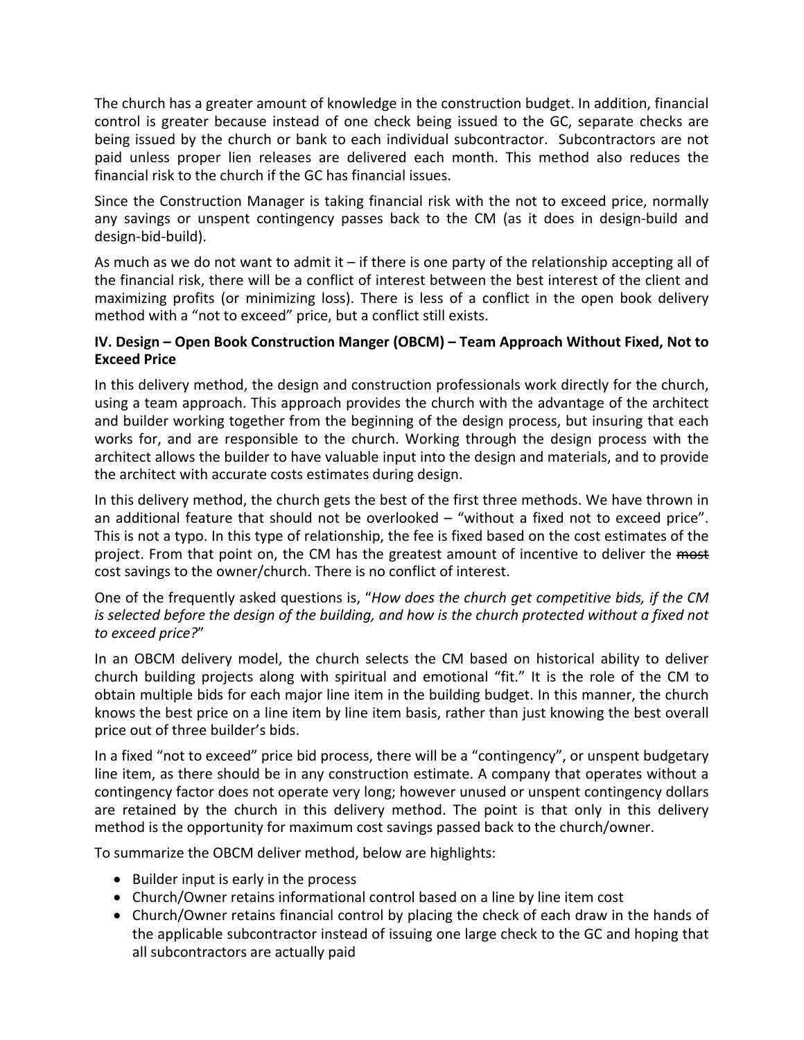The church has a greater amount of knowledge in the construction budget. In addition, financial control is greater because instead of one check being issued to the GC, separate checks are being issued by the church or bank to each individual subcontractor. Subcontractors are not paid unless proper lien releases are delivered each month. This method also reduces the financial risk to the church if the GC has financial issues.

Since the Construction Manager is taking financial risk with the not to exceed price, normally any savings or unspent contingency passes back to the CM (as it does in design-build and design-bid-build).

As much as we do not want to admit it – if there is one party of the relationship accepting all of the financial risk, there will be a conflict of interest between the best interest of the client and maximizing profits (or minimizing loss). There is less of a conflict in the open book delivery method with a "not to exceed" price, but a conflict still exists.

**IV. Design – Open Book Construction Manger (OBCM) – Team Approach Without Fixed, Not to Exceed Price**

In this delivery method, the design and construction professionals work directly for the church, using a team approach. This approach provides the church with the advantage of the architect and builder working together from the beginning of the design process, but insuring that each works for, and are responsible to the church. Working through the design process with the architect allows the builder to have valuable input into the design and materials, and to provide the architect with accurate costs estimates during design.

In this delivery method, the church gets the best of the first three methods. We have thrown in an additional feature that should not be overlooked – "without a fixed not to exceed price". This is not a typo. In this type of relationship, the fee is fixed based on the cost estimates of the project. From that point on, the CM has the greatest amount of incentive to deliver the ~~most~~ cost savings to the owner/church. There is no conflict of interest.

One of the frequently asked questions is, "*How does the church get competitive bids, if the CM is selected before the design of the building, and how is the church protected without a fixed not to exceed price?*"

In an OBCM delivery model, the church selects the CM based on historical ability to deliver church building projects along with spiritual and emotional "fit." It is the role of the CM to obtain multiple bids for each major line item in the building budget. In this manner, the church knows the best price on a line item by line item basis, rather than just knowing the best overall price out of three builder's bids.

In a fixed "not to exceed" price bid process, there will be a "contingency", or unspent budgetary line item, as there should be in any construction estimate. A company that operates without a contingency factor does not operate very long; however unused or unspent contingency dollars are retained by the church in this delivery method. The point is that only in this delivery method is the opportunity for maximum cost savings passed back to the church/owner.

To summarize the OBCM deliver method, below are highlights:

- Builder input is early in the process
- Church/Owner retains informational control based on a line by line item cost
- Church/Owner retains financial control by placing the check of each draw in the hands of the applicable subcontractor instead of issuing one large check to the GC and hoping that all subcontractors are actually paid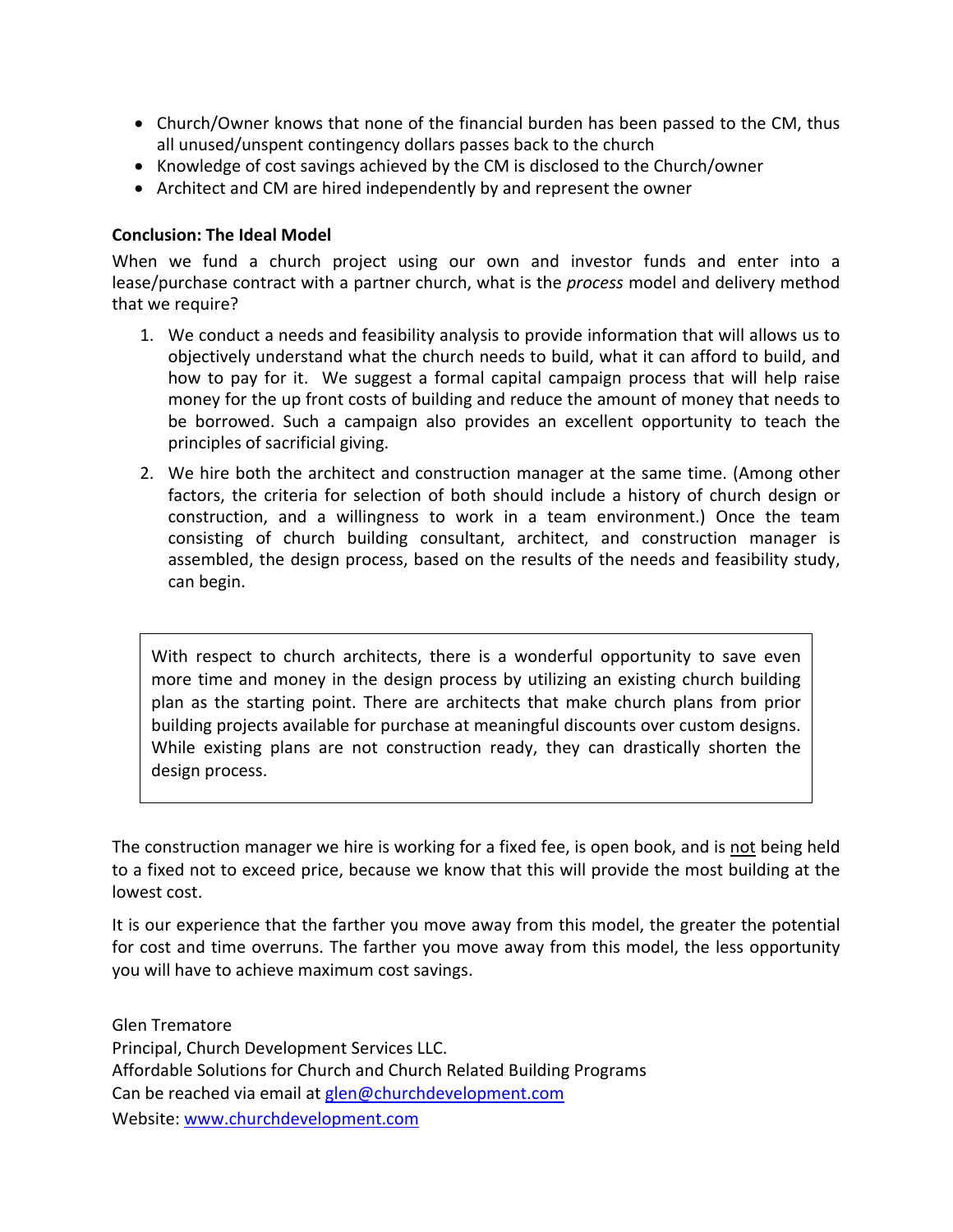- Church/Owner knows that none of the financial burden has been passed to the CM, thus all unused/unspent contingency dollars passes back to the church
- Knowledge of cost savings achieved by the CM is disclosed to the Church/owner
- Architect and CM are hired independently by and represent the owner

**Conclusion: The Ideal Model**

When we fund a church project using our own and investor funds and enter into a lease/purchase contract with a partner church, what is the *process* model and delivery method that we require?

1. We conduct a needs and feasibility analysis to provide information that will allows us to objectively understand what the church needs to build, what it can afford to build, and how to pay for it. We suggest a formal capital campaign process that will help raise money for the up front costs of building and reduce the amount of money that needs to be borrowed. Such a campaign also provides an excellent opportunity to teach the principles of sacrificial giving.
2. We hire both the architect and construction manager at the same time. (Among other factors, the criteria for selection of both should include a history of church design or construction, and a willingness to work in a team environment.) Once the team consisting of church building consultant, architect, and construction manager is assembled, the design process, based on the results of the needs and feasibility study, can begin.

> With respect to church architects, there is a wonderful opportunity to save even more time and money in the design process by utilizing an existing church building plan as the starting point. There are architects that make church plans from prior building projects available for purchase at meaningful discounts over custom designs. While existing plans are not construction ready, they can drastically shorten the design process.

The construction manager we hire is working for a fixed fee, is open book, and is <u>not</u> being held to a fixed not to exceed price, because we know that this will provide the most building at the lowest cost.

It is our experience that the farther you move away from this model, the greater the potential for cost and time overruns. The farther you move away from this model, the less opportunity you will have to achieve maximum cost savings.

Glen Trematore
Principal, Church Development Services LLC.
Affordable Solutions for Church and Church Related Building Programs
Can be reached via email at glen@churchdevelopment.com
Website: www.churchdevelopment.com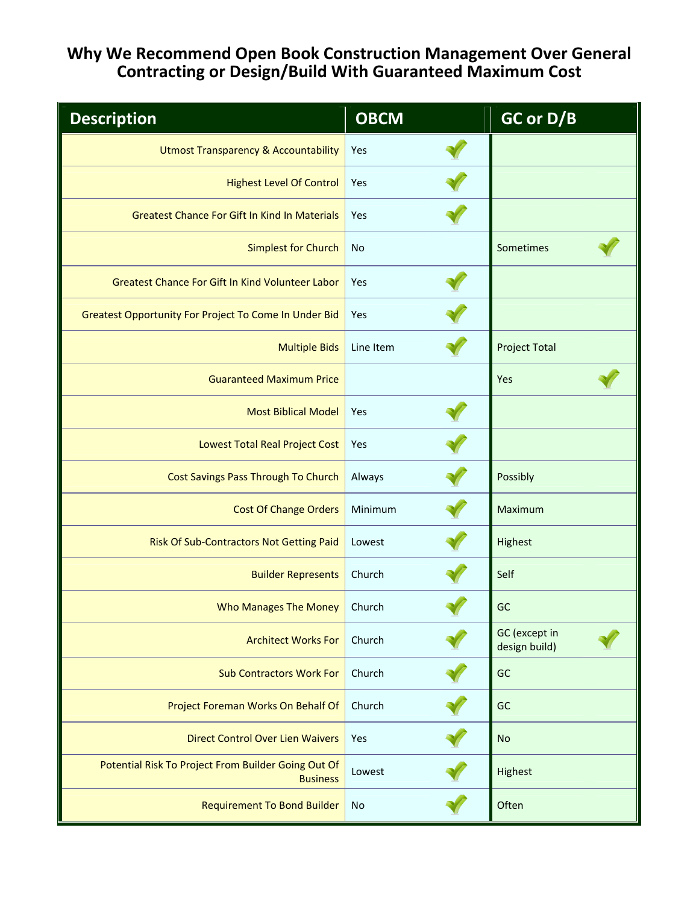# Why We Recommend Open Book Construction Management Over General Contracting or Design/Build With Guaranteed Maximum Cost

| Description | OBCM | | GC or D/B | |
|---|---|---|---|---|
| Utmost Transparency & Accountability | Yes | ✓ | | |
| Highest Level Of Control | Yes | ✓ | | |
| Greatest Chance For Gift In Kind In Materials | Yes | ✓ | | |
| Simplest for Church | No | | Sometimes | ✓ |
| Greatest Chance For Gift In Kind Volunteer Labor | Yes | ✓ | | |
| Greatest Opportunity For Project To Come In Under Bid | Yes | ✓ | | |
| Multiple Bids | Line Item | ✓ | Project Total | |
| Guaranteed Maximum Price | | | Yes | ✓ |
| Most Biblical Model | Yes | ✓ | | |
| Lowest Total Real Project Cost | Yes | ✓ | | |
| Cost Savings Pass Through To Church | Always | ✓ | Possibly | |
| Cost Of Change Orders | Minimum | ✓ | Maximum | |
| Risk Of Sub-Contractors Not Getting Paid | Lowest | ✓ | Highest | |
| Builder Represents | Church | ✓ | Self | |
| Who Manages The Money | Church | ✓ | GC | |
| Architect Works For | Church | ✓ | GC (except in design build) | ✓ |
| Sub Contractors Work For | Church | ✓ | GC | |
| Project Foreman Works On Behalf Of | Church | ✓ | GC | |
| Direct Control Over Lien Waivers | Yes | ✓ | No | |
| Potential Risk To Project From Builder Going Out Of Business | Lowest | ✓ | Highest | |
| Requirement To Bond Builder | No | ✓ | Often | |